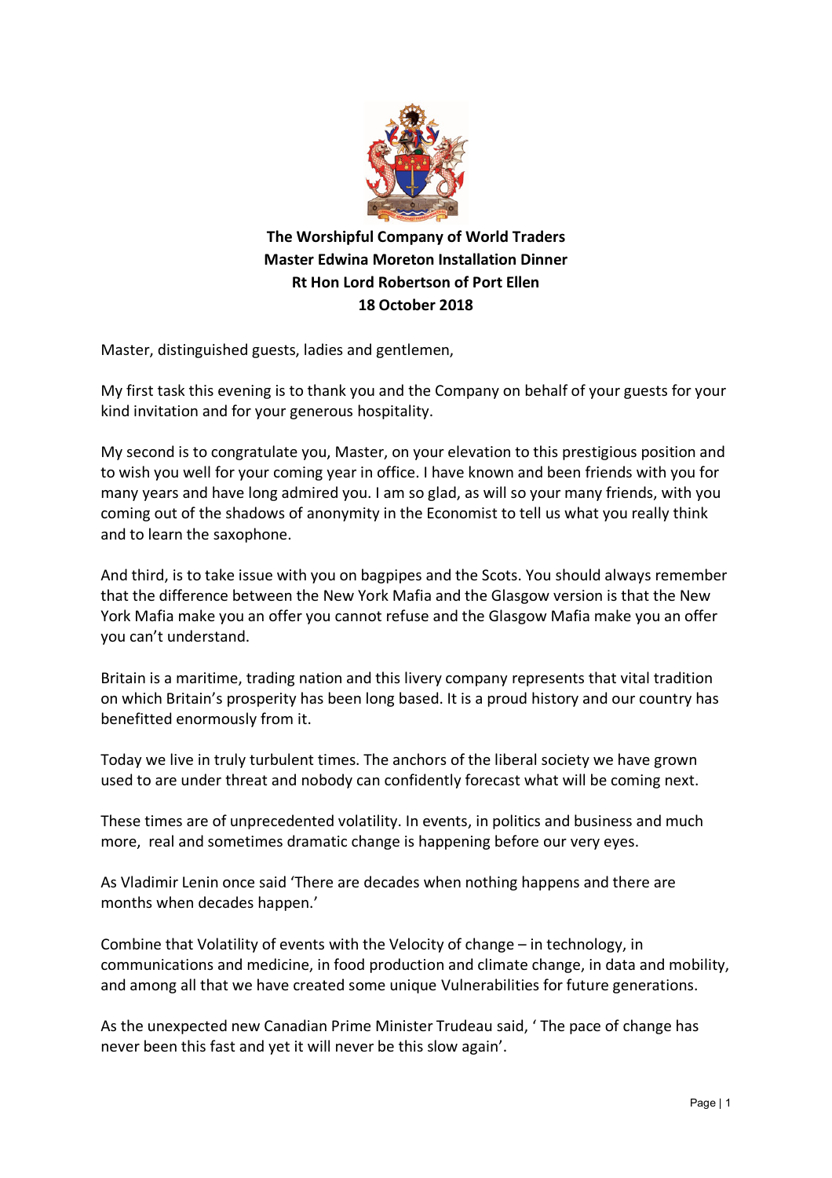**The Worshipful Company of World Traders**
**Master Edwina Moreton Installation Dinner**
**Rt Hon Lord Robertson of Port Ellen**
**18 October 2018**

Master, distinguished guests, ladies and gentlemen,

My first task this evening is to thank you and the Company on behalf of your guests for your kind invitation and for your generous hospitality.

My second is to congratulate you, Master, on your elevation to this prestigious position and to wish you well for your coming year in office. I have known and been friends with you for many years and have long admired you. I am so glad, as will so your many friends, with you coming out of the shadows of anonymity in the Economist to tell us what you really think and to learn the saxophone.

And third, is to take issue with you on bagpipes and the Scots. You should always remember that the difference between the New York Mafia and the Glasgow version is that the New York Mafia make you an offer you cannot refuse and the Glasgow Mafia make you an offer you can't understand.

Britain is a maritime, trading nation and this livery company represents that vital tradition on which Britain's prosperity has been long based. It is a proud history and our country has benefitted enormously from it.

Today we live in truly turbulent times. The anchors of the liberal society we have grown used to are under threat and nobody can confidently forecast what will be coming next.

These times are of unprecedented volatility. In events, in politics and business and much more, real and sometimes dramatic change is happening before our very eyes.

As Vladimir Lenin once said 'There are decades when nothing happens and there are months when decades happen.'

Combine that Volatility of events with the Velocity of change – in technology, in communications and medicine, in food production and climate change, in data and mobility, and among all that we have created some unique Vulnerabilities for future generations.

As the unexpected new Canadian Prime Minister Trudeau said, ' The pace of change has never been this fast and yet it will never be this slow again'.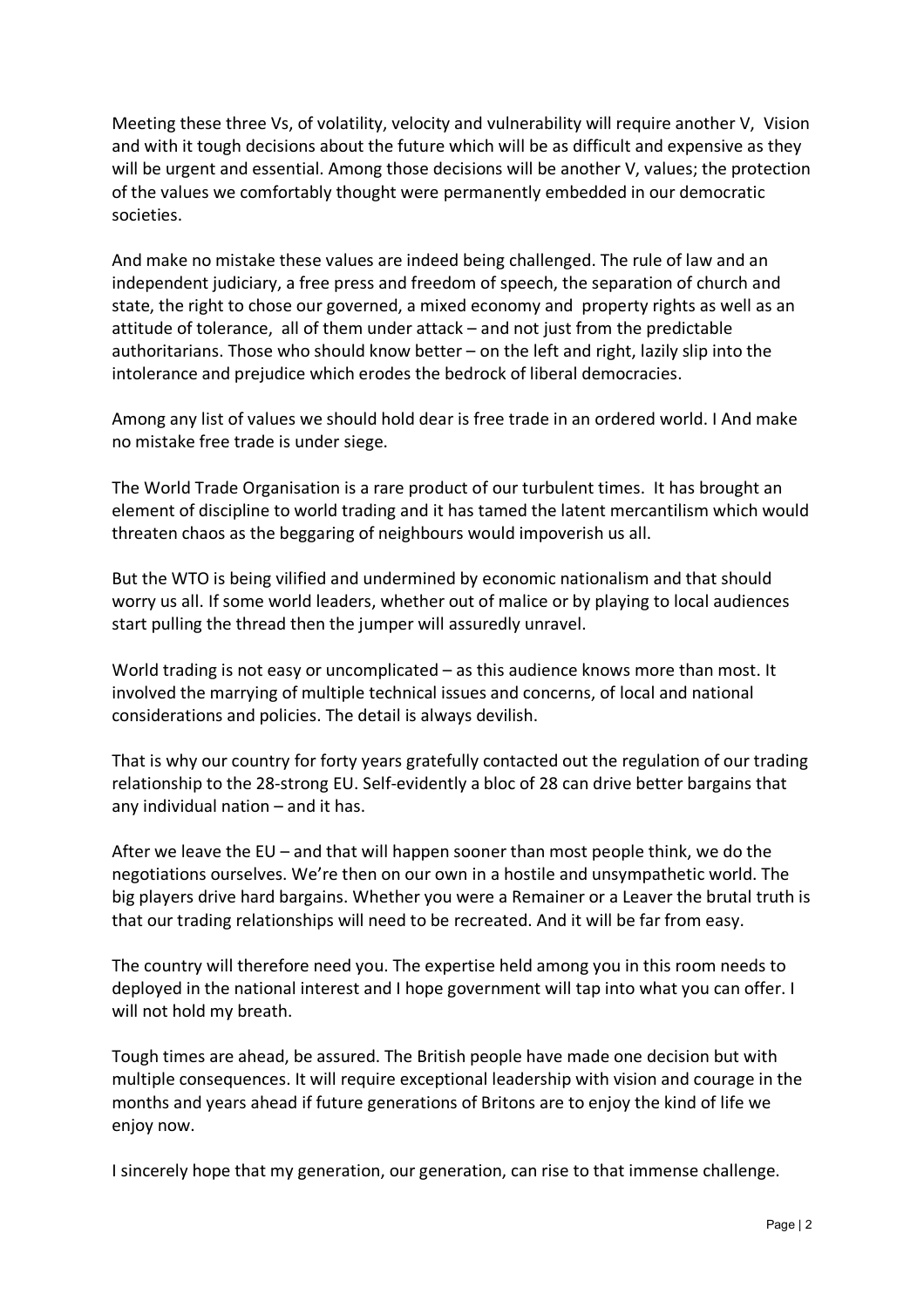Meeting these three Vs, of volatility, velocity and vulnerability will require another V, Vision and with it tough decisions about the future which will be as difficult and expensive as they will be urgent and essential. Among those decisions will be another V, values; the protection of the values we comfortably thought were permanently embedded in our democratic societies.

And make no mistake these values are indeed being challenged. The rule of law and an independent judiciary, a free press and freedom of speech, the separation of church and state, the right to chose our governed, a mixed economy and property rights as well as an attitude of tolerance, all of them under attack – and not just from the predictable authoritarians. Those who should know better – on the left and right, lazily slip into the intolerance and prejudice which erodes the bedrock of liberal democracies.

Among any list of values we should hold dear is free trade in an ordered world. I And make no mistake free trade is under siege.

The World Trade Organisation is a rare product of our turbulent times. It has brought an element of discipline to world trading and it has tamed the latent mercantilism which would threaten chaos as the beggaring of neighbours would impoverish us all.

But the WTO is being vilified and undermined by economic nationalism and that should worry us all. If some world leaders, whether out of malice or by playing to local audiences start pulling the thread then the jumper will assuredly unravel.

World trading is not easy or uncomplicated – as this audience knows more than most. It involved the marrying of multiple technical issues and concerns, of local and national considerations and policies. The detail is always devilish.

That is why our country for forty years gratefully contacted out the regulation of our trading relationship to the 28-strong EU. Self-evidently a bloc of 28 can drive better bargains that any individual nation – and it has.

After we leave the EU – and that will happen sooner than most people think, we do the negotiations ourselves. We're then on our own in a hostile and unsympathetic world. The big players drive hard bargains. Whether you were a Remainer or a Leaver the brutal truth is that our trading relationships will need to be recreated. And it will be far from easy.

The country will therefore need you. The expertise held among you in this room needs to deployed in the national interest and I hope government will tap into what you can offer. I will not hold my breath.

Tough times are ahead, be assured. The British people have made one decision but with multiple consequences. It will require exceptional leadership with vision and courage in the months and years ahead if future generations of Britons are to enjoy the kind of life we enjoy now.

I sincerely hope that my generation, our generation, can rise to that immense challenge.